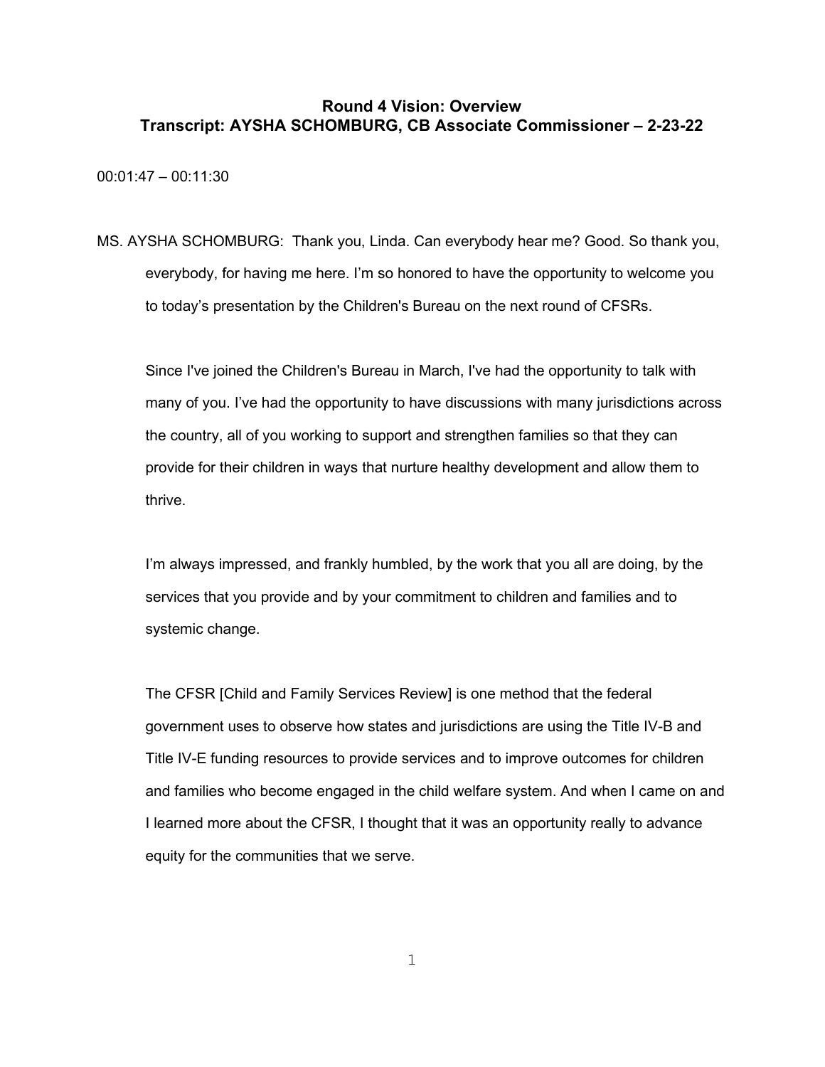# Round 4 Vision: Overview
# Transcript: AYSHA SCHOMBURG, CB Associate Commissioner – 2-23-22

00:01:47 – 00:11:30

MS. AYSHA SCHOMBURG: Thank you, Linda. Can everybody hear me? Good. So thank you, everybody, for having me here. I'm so honored to have the opportunity to welcome you to today's presentation by the Children's Bureau on the next round of CFSRs.

Since I've joined the Children's Bureau in March, I've had the opportunity to talk with many of you. I've had the opportunity to have discussions with many jurisdictions across the country, all of you working to support and strengthen families so that they can provide for their children in ways that nurture healthy development and allow them to thrive.

I'm always impressed, and frankly humbled, by the work that you all are doing, by the services that you provide and by your commitment to children and families and to systemic change.

The CFSR [Child and Family Services Review] is one method that the federal government uses to observe how states and jurisdictions are using the Title IV-B and Title IV-E funding resources to provide services and to improve outcomes for children and families who become engaged in the child welfare system. And when I came on and I learned more about the CFSR, I thought that it was an opportunity really to advance equity for the communities that we serve.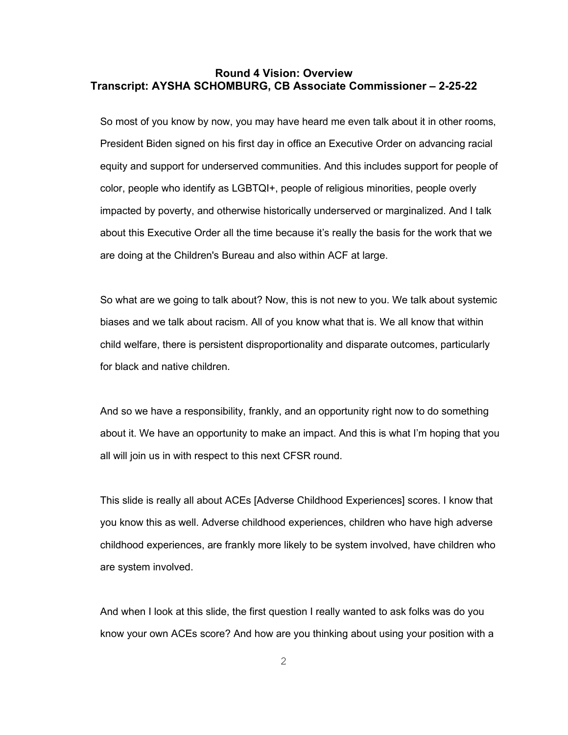**Round 4 Vision: Overview**
**Transcript: AYSHA SCHOMBURG, CB Associate Commissioner – 2-25-22**

So most of you know by now, you may have heard me even talk about it in other rooms, President Biden signed on his first day in office an Executive Order on advancing racial equity and support for underserved communities. And this includes support for people of color, people who identify as LGBTQI+, people of religious minorities, people overly impacted by poverty, and otherwise historically underserved or marginalized. And I talk about this Executive Order all the time because it's really the basis for the work that we are doing at the Children's Bureau and also within ACF at large.

So what are we going to talk about? Now, this is not new to you. We talk about systemic biases and we talk about racism. All of you know what that is. We all know that within child welfare, there is persistent disproportionality and disparate outcomes, particularly for black and native children.

And so we have a responsibility, frankly, and an opportunity right now to do something about it. We have an opportunity to make an impact. And this is what I'm hoping that you all will join us in with respect to this next CFSR round.

This slide is really all about ACEs [Adverse Childhood Experiences] scores. I know that you know this as well. Adverse childhood experiences, children who have high adverse childhood experiences, are frankly more likely to be system involved, have children who are system involved.

And when I look at this slide, the first question I really wanted to ask folks was do you know your own ACEs score? And how are you thinking about using your position with a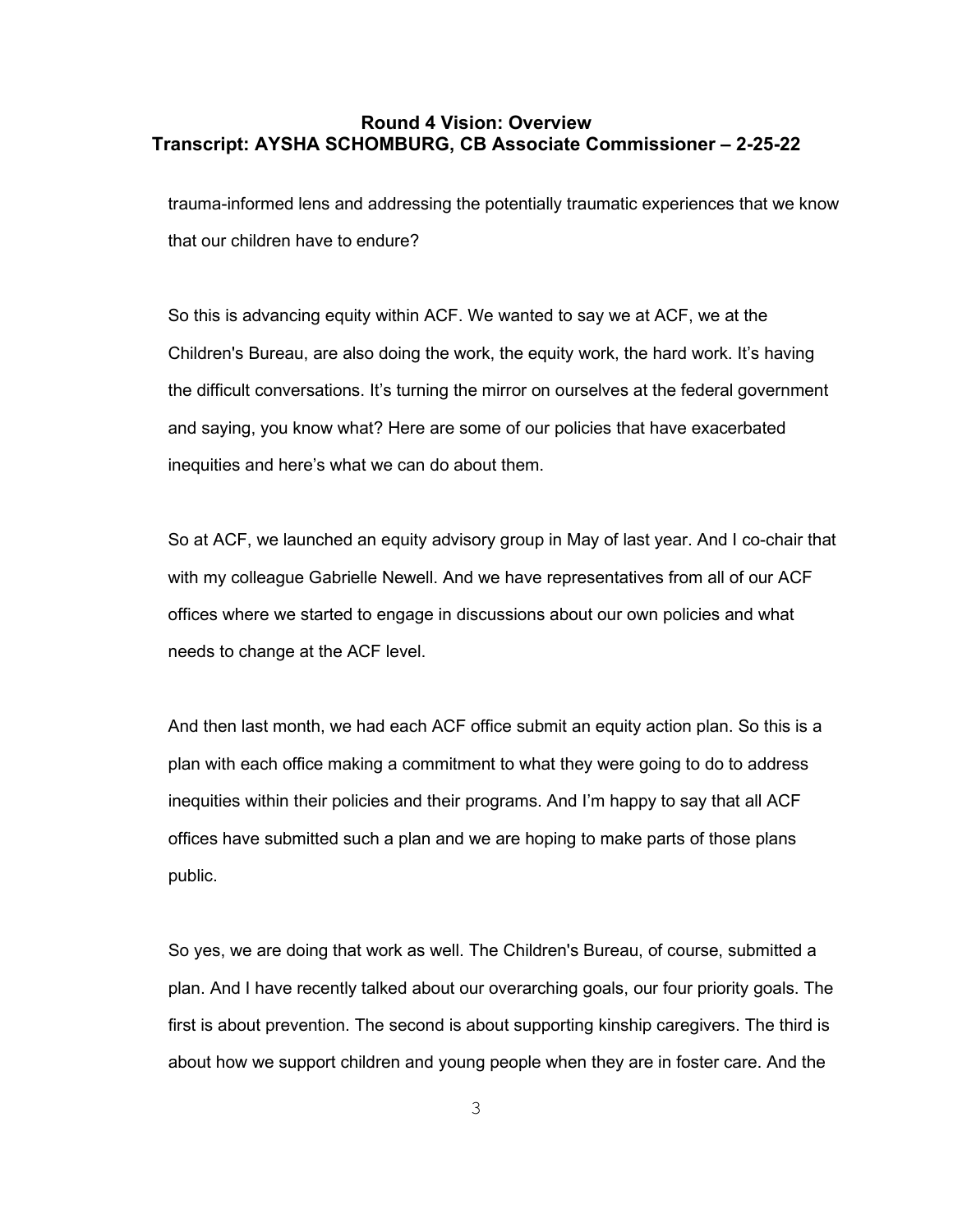trauma-informed lens and addressing the potentially traumatic experiences that we know that our children have to endure?

So this is advancing equity within ACF. We wanted to say we at ACF, we at the Children's Bureau, are also doing the work, the equity work, the hard work. It's having the difficult conversations. It's turning the mirror on ourselves at the federal government and saying, you know what? Here are some of our policies that have exacerbated inequities and here's what we can do about them.

So at ACF, we launched an equity advisory group in May of last year. And I co-chair that with my colleague Gabrielle Newell. And we have representatives from all of our ACF offices where we started to engage in discussions about our own policies and what needs to change at the ACF level.

And then last month, we had each ACF office submit an equity action plan. So this is a plan with each office making a commitment to what they were going to do to address inequities within their policies and their programs. And I'm happy to say that all ACF offices have submitted such a plan and we are hoping to make parts of those plans public.

So yes, we are doing that work as well. The Children's Bureau, of course, submitted a plan. And I have recently talked about our overarching goals, our four priority goals. The first is about prevention. The second is about supporting kinship caregivers. The third is about how we support children and young people when they are in foster care. And the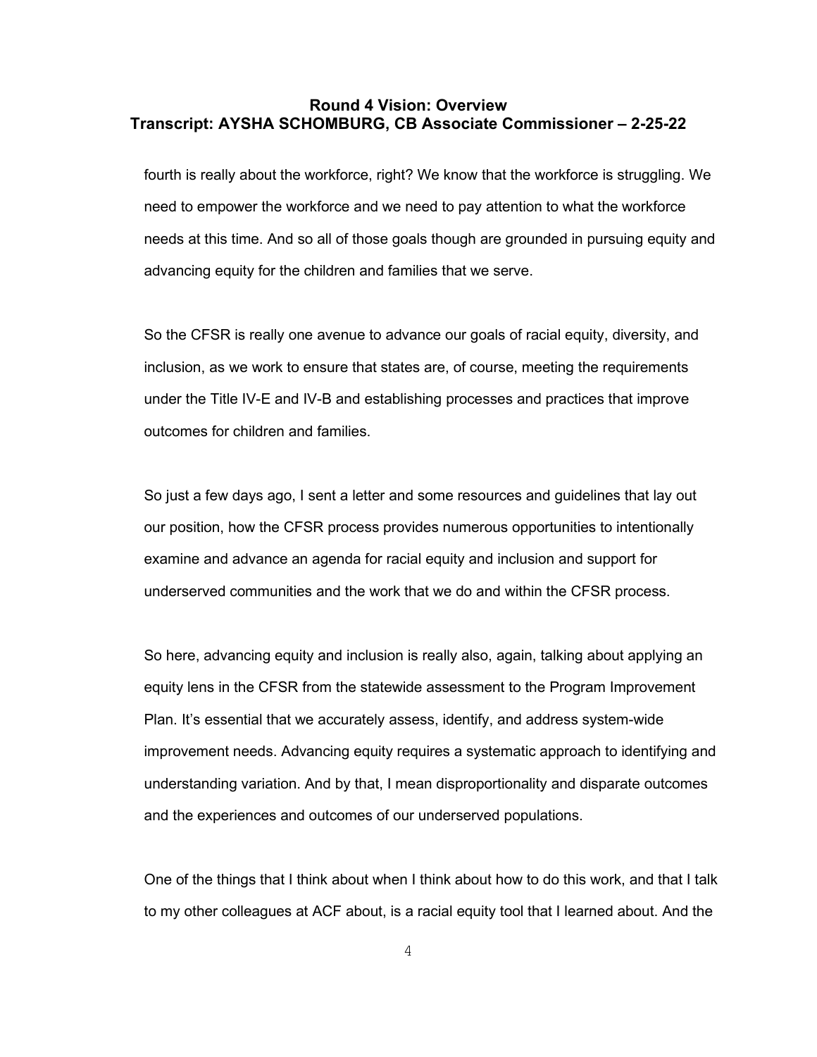fourth is really about the workforce, right? We know that the workforce is struggling. We need to empower the workforce and we need to pay attention to what the workforce needs at this time. And so all of those goals though are grounded in pursuing equity and advancing equity for the children and families that we serve.

So the CFSR is really one avenue to advance our goals of racial equity, diversity, and inclusion, as we work to ensure that states are, of course, meeting the requirements under the Title IV-E and IV-B and establishing processes and practices that improve outcomes for children and families.

So just a few days ago, I sent a letter and some resources and guidelines that lay out our position, how the CFSR process provides numerous opportunities to intentionally examine and advance an agenda for racial equity and inclusion and support for underserved communities and the work that we do and within the CFSR process.

So here, advancing equity and inclusion is really also, again, talking about applying an equity lens in the CFSR from the statewide assessment to the Program Improvement Plan. It's essential that we accurately assess, identify, and address system-wide improvement needs. Advancing equity requires a systematic approach to identifying and understanding variation. And by that, I mean disproportionality and disparate outcomes and the experiences and outcomes of our underserved populations.

One of the things that I think about when I think about how to do this work, and that I talk to my other colleagues at ACF about, is a racial equity tool that I learned about. And the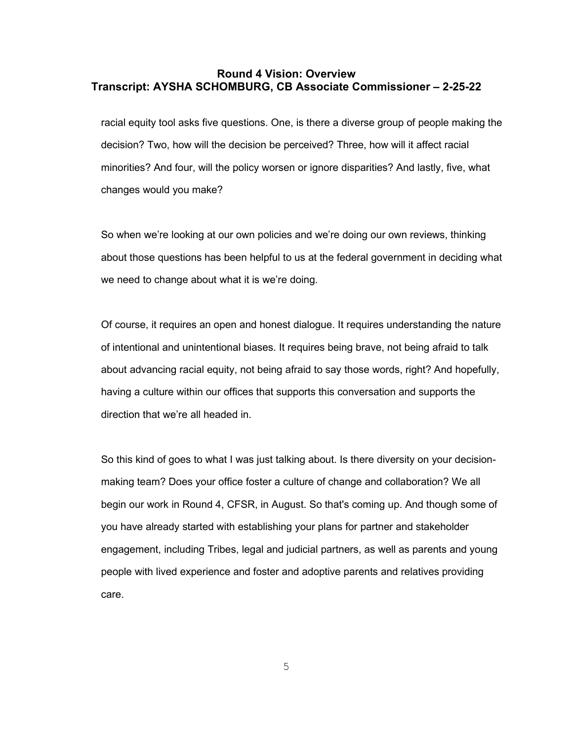racial equity tool asks five questions. One, is there a diverse group of people making the decision? Two, how will the decision be perceived? Three, how will it affect racial minorities? And four, will the policy worsen or ignore disparities? And lastly, five, what changes would you make?

So when we're looking at our own policies and we're doing our own reviews, thinking about those questions has been helpful to us at the federal government in deciding what we need to change about what it is we're doing.

Of course, it requires an open and honest dialogue. It requires understanding the nature of intentional and unintentional biases. It requires being brave, not being afraid to talk about advancing racial equity, not being afraid to say those words, right? And hopefully, having a culture within our offices that supports this conversation and supports the direction that we're all headed in.

So this kind of goes to what I was just talking about. Is there diversity on your decision-making team? Does your office foster a culture of change and collaboration? We all begin our work in Round 4, CFSR, in August. So that's coming up. And though some of you have already started with establishing your plans for partner and stakeholder engagement, including Tribes, legal and judicial partners, as well as parents and young people with lived experience and foster and adoptive parents and relatives providing care.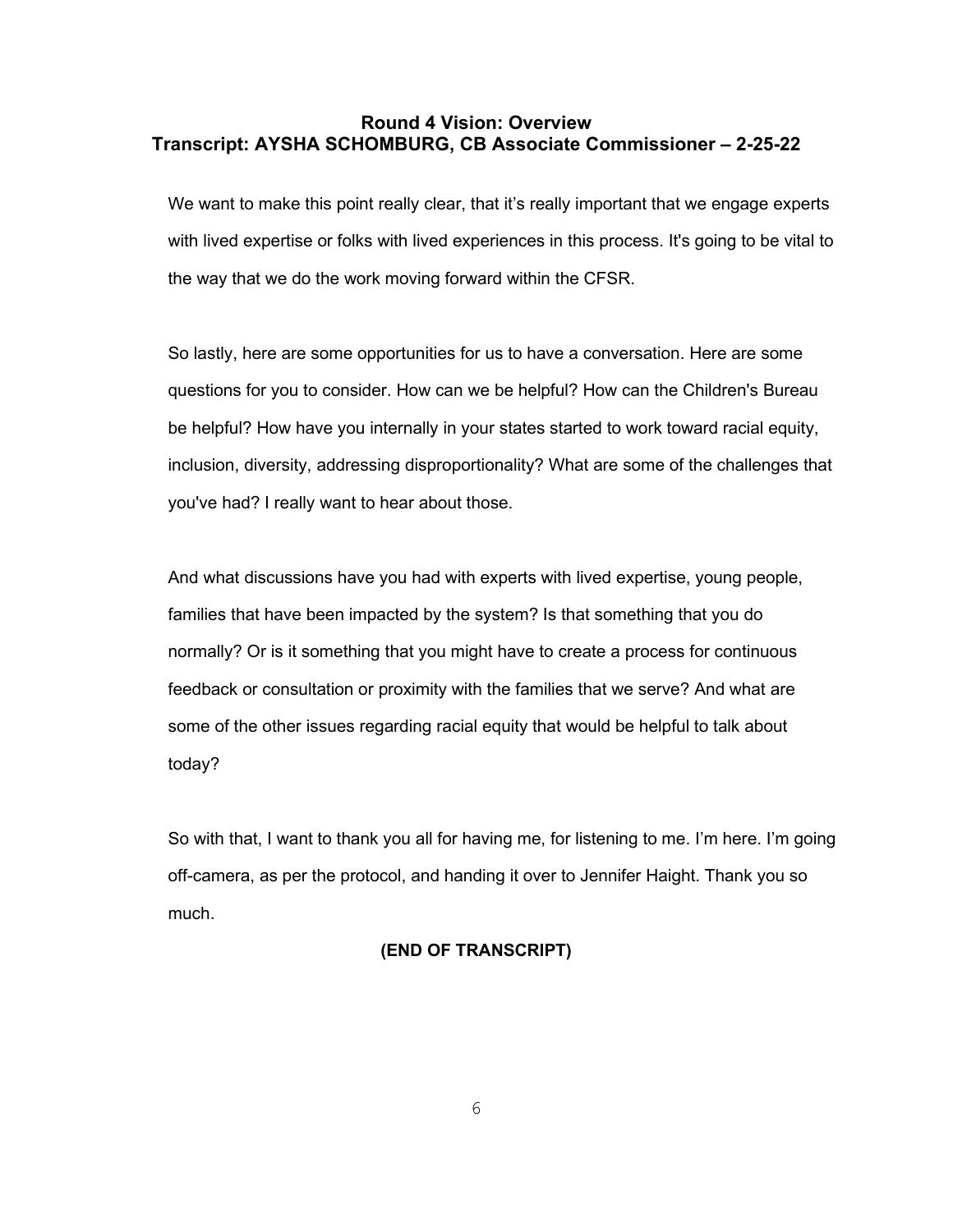**Round 4 Vision: Overview**
**Transcript: AYSHA SCHOMBURG, CB Associate Commissioner – 2-25-22**

We want to make this point really clear, that it's really important that we engage experts with lived expertise or folks with lived experiences in this process. It's going to be vital to the way that we do the work moving forward within the CFSR.

So lastly, here are some opportunities for us to have a conversation. Here are some questions for you to consider. How can we be helpful? How can the Children's Bureau be helpful? How have you internally in your states started to work toward racial equity, inclusion, diversity, addressing disproportionality? What are some of the challenges that you've had? I really want to hear about those.

And what discussions have you had with experts with lived expertise, young people, families that have been impacted by the system? Is that something that you do normally? Or is it something that you might have to create a process for continuous feedback or consultation or proximity with the families that we serve? And what are some of the other issues regarding racial equity that would be helpful to talk about today?

So with that, I want to thank you all for having me, for listening to me. I'm here. I'm going off-camera, as per the protocol, and handing it over to Jennifer Haight. Thank you so much.

**(END OF TRANSCRIPT)**